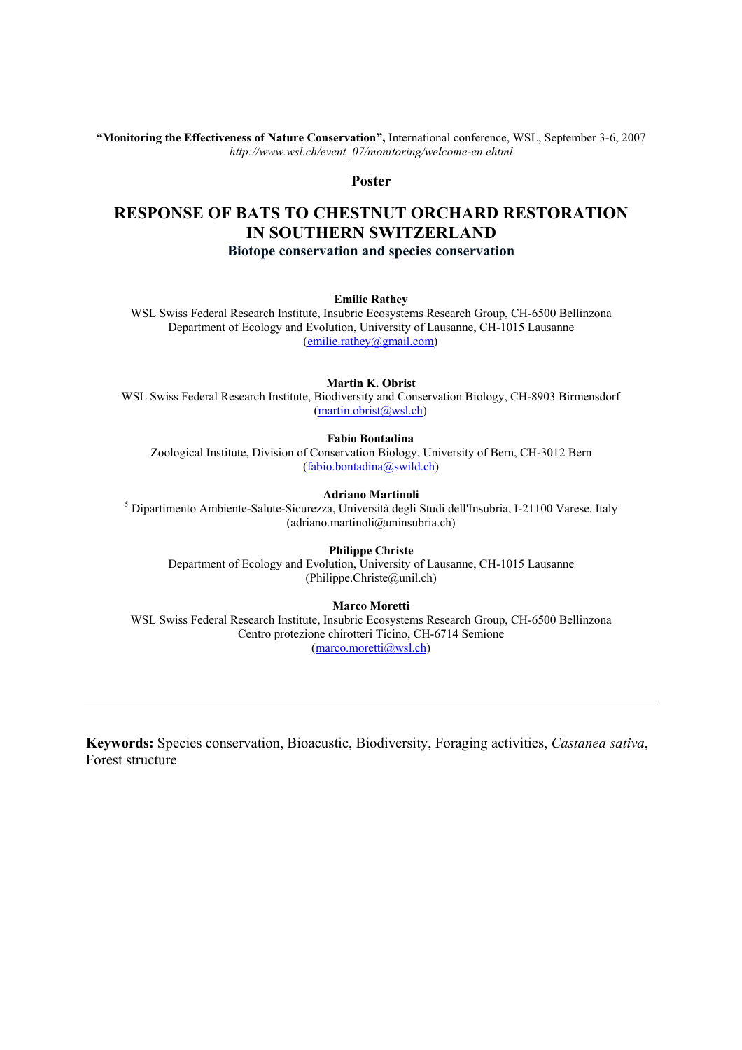**"Monitoring the Effectiveness of Nature Conservation",** International conference, WSL, September 3-6, 2007
*http://www.wsl.ch/event_07/monitoring/welcome-en.ehtml*

**Poster**

# RESPONSE OF BATS TO CHESTNUT ORCHARD RESTORATION IN SOUTHERN SWITZERLAND

**Biotope conservation and species conservation**

**Emilie Rathey**
WSL Swiss Federal Research Institute, Insubric Ecosystems Research Group, CH-6500 Bellinzona
Department of Ecology and Evolution, University of Lausanne, CH-1015 Lausanne
(emilie.rathey@gmail.com)

**Martin K. Obrist**
WSL Swiss Federal Research Institute, Biodiversity and Conservation Biology, CH-8903 Birmensdorf
(martin.obrist@wsl.ch)

**Fabio Bontadina**
Zoological Institute, Division of Conservation Biology, University of Bern, CH-3012 Bern
(fabio.bontadina@swild.ch)

**Adriano Martinoli**
[5] Dipartimento Ambiente-Salute-Sicurezza, Università degli Studi dell'Insubria, I-21100 Varese, Italy
(adriano.martinoli@uninsubria.ch)

**Philippe Christe**
Department of Ecology and Evolution, University of Lausanne, CH-1015 Lausanne
(Philippe.Christe@unil.ch)

**Marco Moretti**
WSL Swiss Federal Research Institute, Insubric Ecosystems Research Group, CH-6500 Bellinzona
Centro protezione chirotteri Ticino, CH-6714 Semione
(marco.moretti@wsl.ch)

---

**Keywords:** Species conservation, Bioacustic, Biodiversity, Foraging activities, *Castanea sativa*, Forest structure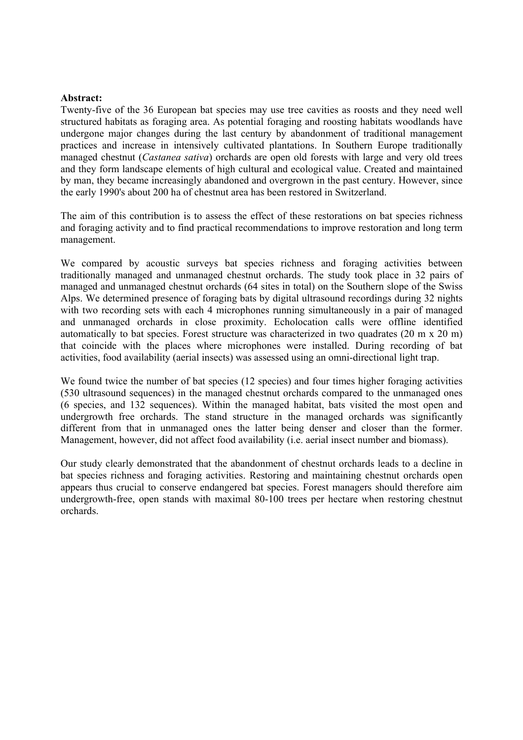**Abstract:**

Twenty-five of the 36 European bat species may use tree cavities as roosts and they need well structured habitats as foraging area. As potential foraging and roosting habitats woodlands have undergone major changes during the last century by abandonment of traditional management practices and increase in intensively cultivated plantations. In Southern Europe traditionally managed chestnut (*Castanea sativa*) orchards are open old forests with large and very old trees and they form landscape elements of high cultural and ecological value. Created and maintained by man, they became increasingly abandoned and overgrown in the past century. However, since the early 1990's about 200 ha of chestnut area has been restored in Switzerland.

The aim of this contribution is to assess the effect of these restorations on bat species richness and foraging activity and to find practical recommendations to improve restoration and long term management.

We compared by acoustic surveys bat species richness and foraging activities between traditionally managed and unmanaged chestnut orchards. The study took place in 32 pairs of managed and unmanaged chestnut orchards (64 sites in total) on the Southern slope of the Swiss Alps. We determined presence of foraging bats by digital ultrasound recordings during 32 nights with two recording sets with each 4 microphones running simultaneously in a pair of managed and unmanaged orchards in close proximity. Echolocation calls were offline identified automatically to bat species. Forest structure was characterized in two quadrates (20 m x 20 m) that coincide with the places where microphones were installed. During recording of bat activities, food availability (aerial insects) was assessed using an omni-directional light trap.

We found twice the number of bat species (12 species) and four times higher foraging activities (530 ultrasound sequences) in the managed chestnut orchards compared to the unmanaged ones (6 species, and 132 sequences). Within the managed habitat, bats visited the most open and undergrowth free orchards. The stand structure in the managed orchards was significantly different from that in unmanaged ones the latter being denser and closer than the former. Management, however, did not affect food availability (i.e. aerial insect number and biomass).

Our study clearly demonstrated that the abandonment of chestnut orchards leads to a decline in bat species richness and foraging activities. Restoring and maintaining chestnut orchards open appears thus crucial to conserve endangered bat species. Forest managers should therefore aim undergrowth-free, open stands with maximal 80-100 trees per hectare when restoring chestnut orchards.